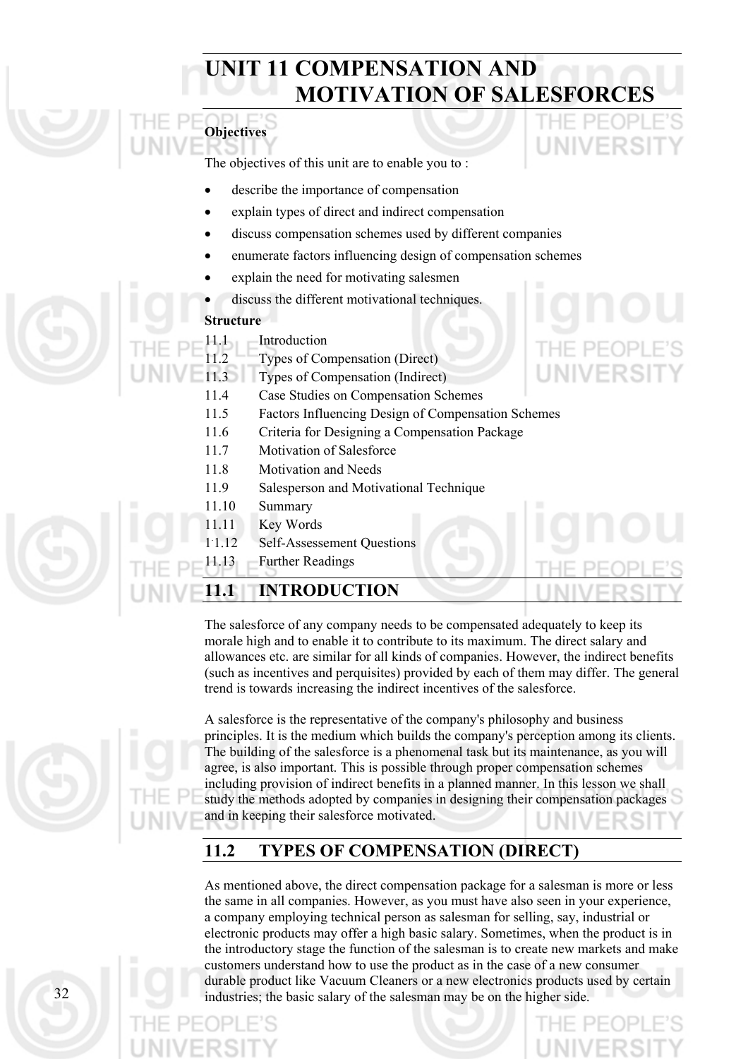# UNIT 11 COMPENSATION AND MOTIVATION OF SALESFORCES

**Objectives**

The objectives of this unit are to enable you to :

- describe the importance of compensation
- explain types of direct and indirect compensation
- discuss compensation schemes used by different companies
- enumerate factors influencing design of compensation schemes
- explain the need for motivating salesmen
- discuss the different motivational techniques.

**Structure**

11.1 Introduction
11.2 Types of Compensation (Direct)
11.3 Types of Compensation (Indirect)
11.4 Case Studies on Compensation Schemes
11.5 Factors Influencing Design of Compensation Schemes
11.6 Criteria for Designing a Compensation Package
11.7 Motivation of Salesforce
11.8 Motivation and Needs
11.9 Salesperson and Motivational Technique
11.10 Summary
11.11 Key Words
11.12 Self-Assessement Questions
11.13 Further Readings

## 11.1 INTRODUCTION

The salesforce of any company needs to be compensated adequately to keep its morale high and to enable it to contribute to its maximum. The direct salary and allowances etc. are similar for all kinds of companies. However, the indirect benefits (such as incentives and perquisites) provided by each of them may differ. The general trend is towards increasing the indirect incentives of the salesforce.

A salesforce is the representative of the company's philosophy and business principles. It is the medium which builds the company's perception among its clients. The building of the salesforce is a phenomenal task but its maintenance, as you will agree, is also important. This is possible through proper compensation schemes including provision of indirect benefits in a planned manner. In this lesson we shall study the methods adopted by companies in designing their compensation packages and in keeping their salesforce motivated.

## 11.2 TYPES OF COMPENSATION (DIRECT)

As mentioned above, the direct compensation package for a salesman is more or less the same in all companies. However, as you must have also seen in your experience, a company employing technical person as salesman for selling, say, industrial or electronic products may offer a high basic salary. Sometimes, when the product is in the introductory stage the function of the salesman is to create new markets and make customers understand how to use the product as in the case of a new consumer durable product like Vacuum Cleaners or a new electronics products used by certain industries; the basic salary of the salesman may be on the higher side.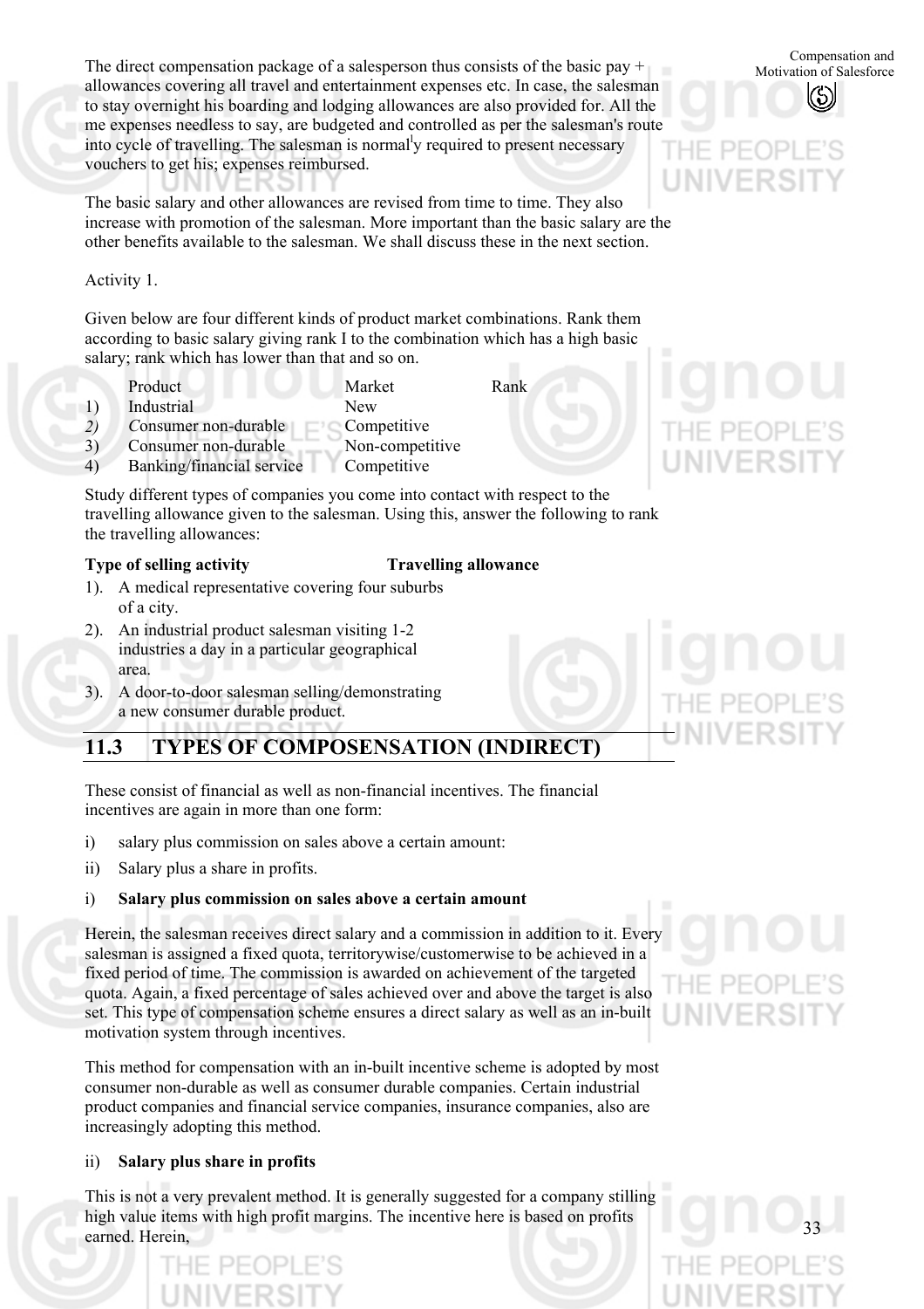The direct compensation package of a salesperson thus consists of the basic pay + allowances covering all travel and entertainment expenses etc. In case, the salesman to stay overnight his boarding and lodging allowances are also provided for. All the me expenses needless to say, are budgeted and controlled as per the salesman's route into cycle of travelling. The salesman is normally required to present necessary vouchers to get his; expenses reimbursed.

The basic salary and other allowances are revised from time to time. They also increase with promotion of the salesman. More important than the basic salary are the other benefits available to the salesman. We shall discuss these in the next section.

Activity 1.

Given below are four different kinds of product market combinations. Rank them according to basic salary giving rank I to the combination which has a high basic salary; rank which has lower than that and so on.

| | Product | Market | Rank |
|---|---|---|---|
| 1) | Industrial | New | |
| 2) | Consumer non-durable | Competitive | |
| 3) | Consumer non-durable | Non-competitive | |
| 4) | Banking/financial service | Competitive | |

Study different types of companies you come into contact with respect to the travelling allowance given to the salesman. Using this, answer the following to rank the travelling allowances:

| Type of selling activity | Travelling allowance |
|---|---|
| 1). A medical representative covering four suburbs of a city. | |
| 2). An industrial product salesman visiting 1-2 industries a day in a particular geographical area. | |
| 3). A door-to-door salesman selling/demonstrating a new consumer durable product. | |

## 11.3 TYPES OF COMPOSENSATION (INDIRECT)

These consist of financial as well as non-financial incentives. The financial incentives are again in more than one form:

i) salary plus commission on sales above a certain amount:

ii) Salary plus a share in profits.

i) **Salary plus commission on sales above a certain amount**

Herein, the salesman receives direct salary and a commission in addition to it. Every salesman is assigned a fixed quota, territorywise/customerwise to be achieved in a fixed period of time. The commission is awarded on achievement of the targeted quota. Again, a fixed percentage of sales achieved over and above the target is also set. This type of compensation scheme ensures a direct salary as well as an in-built motivation system through incentives.

This method for compensation with an in-built incentive scheme is adopted by most consumer non-durable as well as consumer durable companies. Certain industrial product companies and financial service companies, insurance companies, also are increasingly adopting this method.

ii) **Salary plus share in profits**

This is not a very prevalent method. It is generally suggested for a company stilling high value items with high profit margins. The incentive here is based on profits earned. Herein,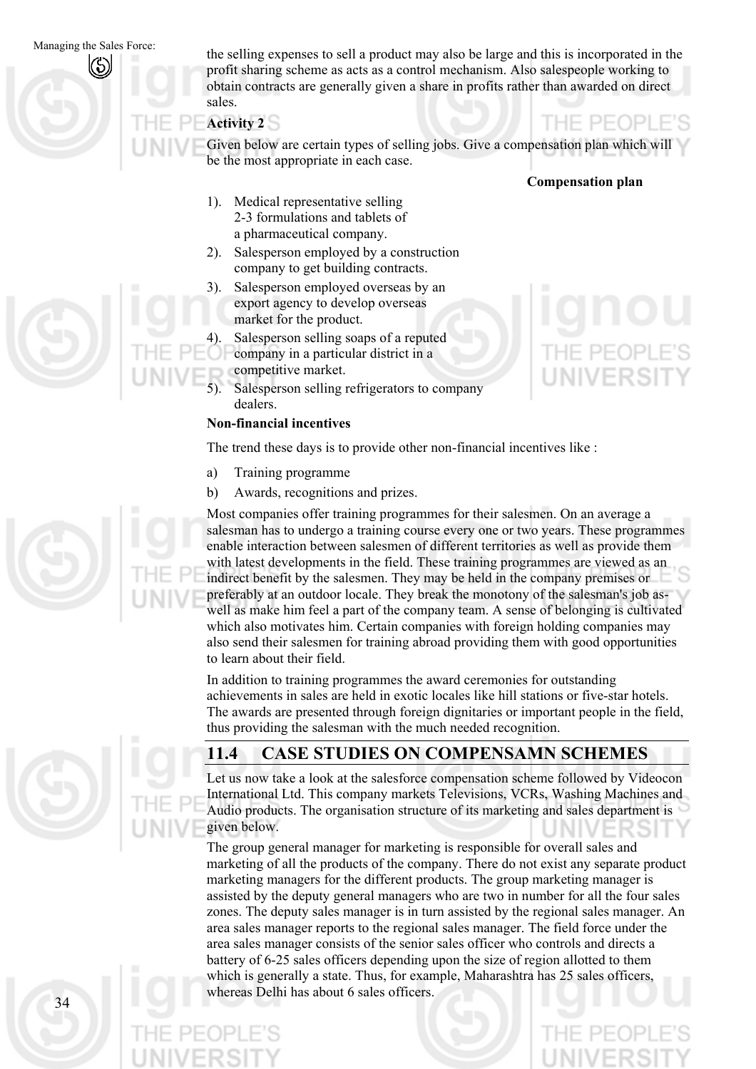the selling expenses to sell a product may also be large and this is incorporated in the profit sharing scheme as acts as a control mechanism. Also salespeople working to obtain contracts are generally given a share in profits rather than awarded on direct sales.

**Activity 2**

Given below are certain types of selling jobs. Give a compensation plan which will be the most appropriate in each case.

**Compensation plan**

1). Medical representative selling 2-3 formulations and tablets of a pharmaceutical company.

2). Salesperson employed by a construction company to get building contracts.

3). Salesperson employed overseas by an export agency to develop overseas market for the product.

4). Salesperson selling soaps of a reputed company in a particular district in a competitive market.

5). Salesperson selling refrigerators to company dealers.

**Non-financial incentives**

The trend these days is to provide other non-financial incentives like :

a) Training programme

b) Awards, recognitions and prizes.

Most companies offer training programmes for their salesmen. On an average a salesman has to undergo a training course every one or two years. These programmes enable interaction between salesmen of different territories as well as provide them with latest developments in the field. These training programmes are viewed as an indirect benefit by the salesmen. They may be held in the company premises or preferably at an outdoor locale. They break the monotony of the salesman's job as well as make him feel a part of the company team. A sense of belonging is cultivated which also motivates him. Certain companies with foreign holding companies may also send their salesmen for training abroad providing them with good opportunities to learn about their field.

In addition to training programmes the award ceremonies for outstanding achievements in sales are held in exotic locales like hill stations or five-star hotels. The awards are presented through foreign dignitaries or important people in the field, thus providing the salesman with the much needed recognition.

## 11.4 CASE STUDIES ON COMPENSAMN SCHEMES

Let us now take a look at the salesforce compensation scheme followed by Videocon International Ltd. This company markets Televisions, VCRs, Washing Machines and Audio products. The organisation structure of its marketing and sales department is given below.

The group general manager for marketing is responsible for overall sales and marketing of all the products of the company. There do not exist any separate product marketing managers for the different products. The group marketing manager is assisted by the deputy general managers who are two in number for all the four sales zones. The deputy sales manager is in turn assisted by the regional sales manager. An area sales manager reports to the regional sales manager. The field force under the area sales manager consists of the senior sales officer who controls and directs a battery of 6-25 sales officers depending upon the size of region allotted to them which is generally a state. Thus, for example, Maharashtra has 25 sales officers, whereas Delhi has about 6 sales officers.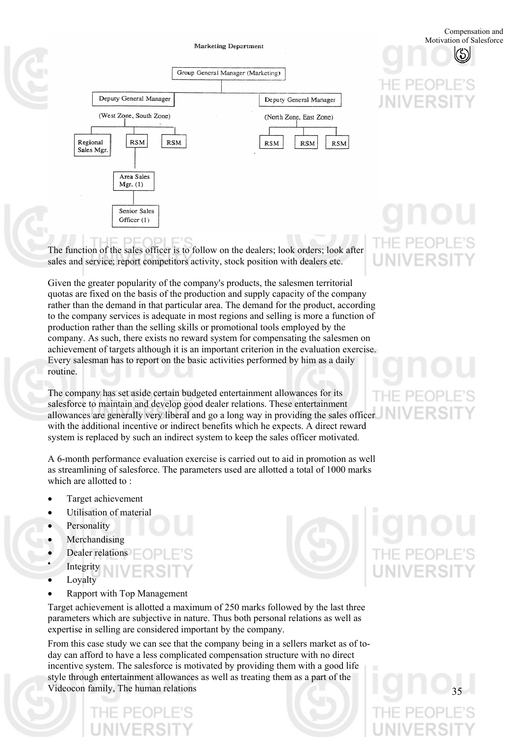**Marketing Department**

- Group General Manager (Marketing)
  - Deputy General Manager (West Zone, South Zone)
    - Regional Sales Mgr.
    - RSM
      - Area Sales Mgr. (1)
        - Senior Sales Officer (1)
    - RSM
  - Deputy General Manager (North Zone, East Zone)
    - RSM
    - RSM
    - RSM

The function of the sales officer is to follow on the dealers; look orders; look after sales and service; report competitors activity, stock position with dealers etc.

Given the greater popularity of the company's products, the salesmen territorial quotas are fixed on the basis of the production and supply capacity of the company rather than the demand in that particular area. The demand for the product, according to the company services is adequate in most regions and selling is more a function of production rather than the selling skills or promotional tools employed by the company. As such, there exists no reward system for compensating the salesmen on achievement of targets although it is an important criterion in the evaluation exercise. Every salesman has to report on the basic activities performed by him as a daily routine.

The company has set aside certain budgeted entertainment allowances for its salesforce to maintain and develop good dealer relations. These entertainment allowances are generally very liberal and go a long way in providing the sales officer with the additional incentive or indirect benefits which he expects. A direct reward system is replaced by such an indirect system to keep the sales officer motivated.

A 6-month performance evaluation exercise is carried out to aid in promotion as well as streamlining of salesforce. The parameters used are allotted a total of 1000 marks which are allotted to :

- Target achievement
- Utilisation of material
- Personality
- Merchandising
- Dealer relations
- Integrity
- Loyalty
- Rapport with Top Management

Target achievement is allotted a maximum of 250 marks followed by the last three parameters which are subjective in nature. Thus both personal relations as well as expertise in selling are considered important by the company.

From this case study we can see that the company being in a sellers market as of to-day can afford to have a less complicated compensation structure with no direct incentive system. The salesforce is motivated by providing them with a good life style through entertainment allowances as well as treating them as a part of the Videocon family, The human relations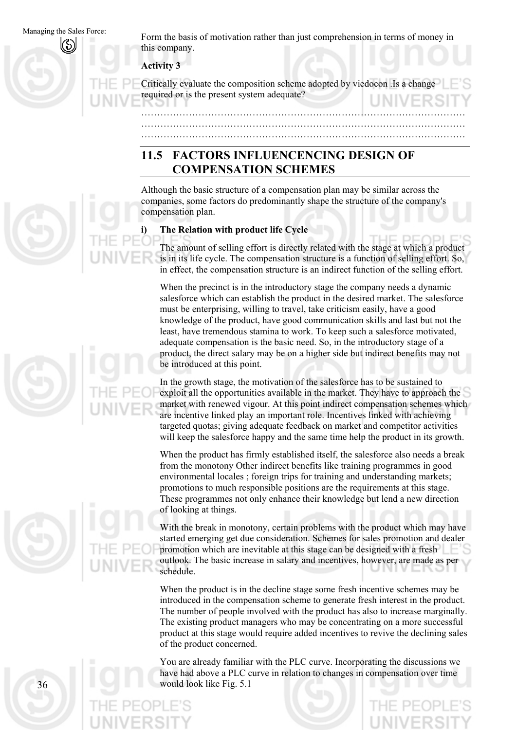Form the basis of motivation rather than just comprehension in terms of money in this company.

**Activity 3**

Critically evaluate the composition scheme adopted by viedocon .Is a change required or is the present system adequate?

…………………………………………………………………………………………
…………………………………………………………………………………………
…………………………………………………………………………………………

## 11.5 FACTORS INFLUENCENCING DESIGN OF COMPENSATION SCHEMES

Although the basic structure of a compensation plan may be similar across the companies, some factors do predominantly shape the structure of the company's compensation plan.

**i) The Relation with product life Cycle**

The amount of selling effort is directly related with the stage at which a product is in its life cycle. The compensation structure is a function of selling effort. So, in effect, the compensation structure is an indirect function of the selling effort.

When the precinct is in the introductory stage the company needs a dynamic salesforce which can establish the product in the desired market. The salesforce must be enterprising, willing to travel, take criticism easily, have a good knowledge of the product, have good communication skills and last but not the least, have tremendous stamina to work. To keep such a salesforce motivated, adequate compensation is the basic need. So, in the introductory stage of a product, the direct salary may be on a higher side but indirect benefits may not be introduced at this point.

In the growth stage, the motivation of the salesforce has to be sustained to exploit all the opportunities available in the market. They have to approach the market with renewed vigour. At this point indirect compensation schemes which are incentive linked play an important role. Incentives linked with achieving targeted quotas; giving adequate feedback on market and competitor activities will keep the salesforce happy and the same time help the product in its growth.

When the product has firmly established itself, the salesforce also needs a break from the monotony Other indirect benefits like training programmes in good environmental locales ; foreign trips for training and understanding markets; promotions to much responsible positions are the requirements at this stage. These programmes not only enhance their knowledge but lend a new direction of looking at things.

With the break in monotony, certain problems with the product which may have started emerging get due consideration. Schemes for sales promotion and dealer promotion which are inevitable at this stage can be designed with a fresh outlook. The basic increase in salary and incentives, however, are made as per schedule.

When the product is in the decline stage some fresh incentive schemes may be introduced in the compensation scheme to generate fresh interest in the product. The number of people involved with the product has also to increase marginally. The existing product managers who may be concentrating on a more successful product at this stage would require added incentives to revive the declining sales of the product concerned.

You are already familiar with the PLC curve. Incorporating the discussions we have had above a PLC curve in relation to changes in compensation over time would look like Fig. 5.1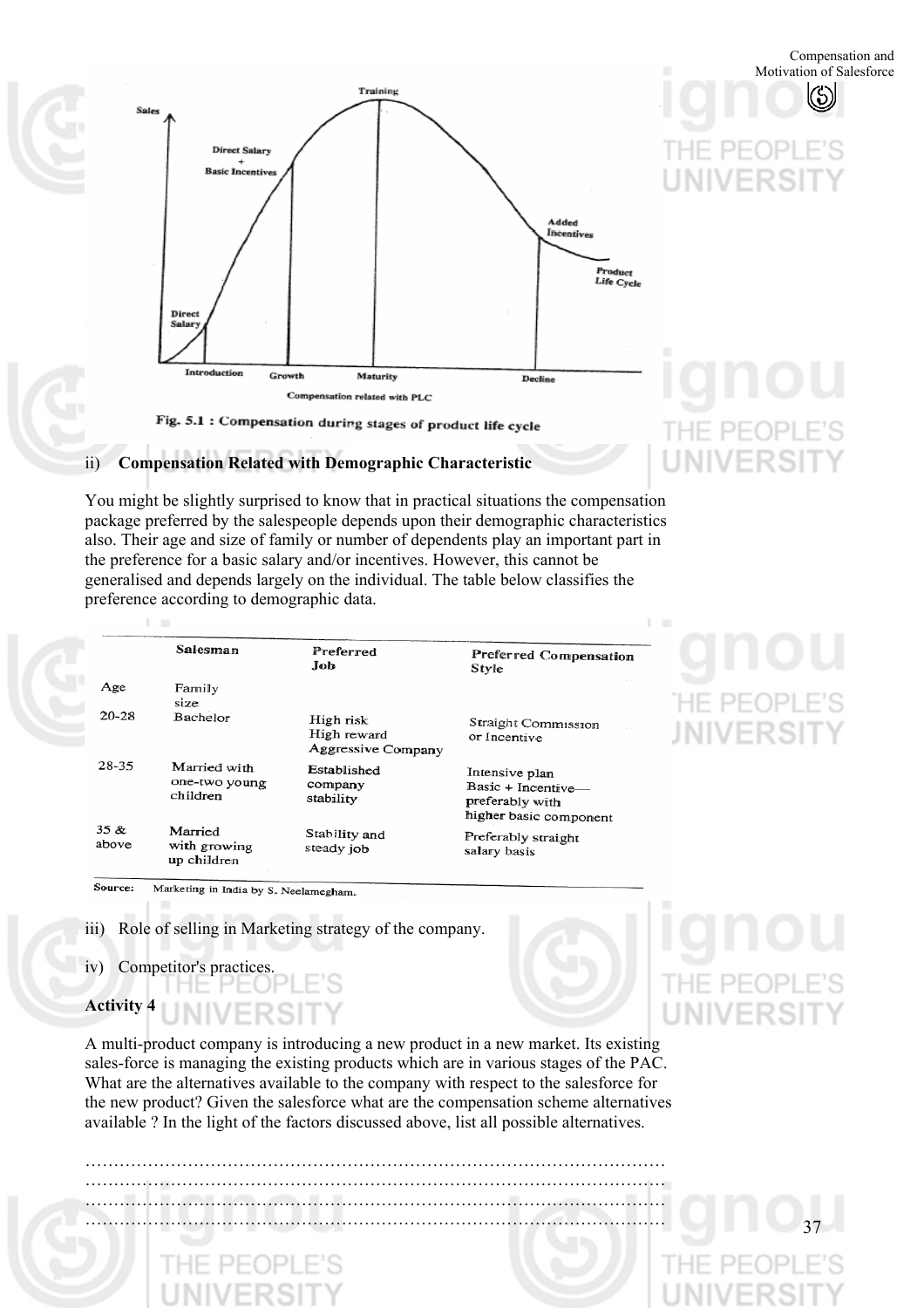Fig. 5.1 : Compensation during stages of product life cycle

ii) **Compensation Related with Demographic Characteristic**

You might be slightly surprised to know that in practical situations the compensation package preferred by the salespeople depends upon their demographic characteristics also. Their age and size of family or number of dependents play an important part in the preference for a basic salary and/or incentives. However, this cannot be generalised and depends largely on the individual. The table below classifies the preference according to demographic data.

| | Salesman | Preferred Job | Preferred Compensation Style |
|---|---|---|---|
| Age | Family size | | |
| 20-28 | Bachelor | High risk High reward Aggressive Company | Straight Commission or Incentive |
| 28-35 | Married with one-two young children | Established company stability | Intensive plan Basic + Incentive— preferably with higher basic component |
| 35 & above | Married with growing up children | Stability and steady job | Preferably straight salary basis |

Source: Marketing in India by S. Neelamegham.

iii) Role of selling in Marketing strategy of the company.

iv) Competitor's practices.

**Activity 4**

A multi-product company is introducing a new product in a new market. Its existing sales-force is managing the existing products which are in various stages of the PAC. What are the alternatives available to the company with respect to the salesforce for the new product? Given the salesforce what are the compensation scheme alternatives available ? In the light of the factors discussed above, list all possible alternatives.

…………………………………………………………………………………………
…………………………………………………………………………………………
…………………………………………………………………………………………
…………………………………………………………………………………………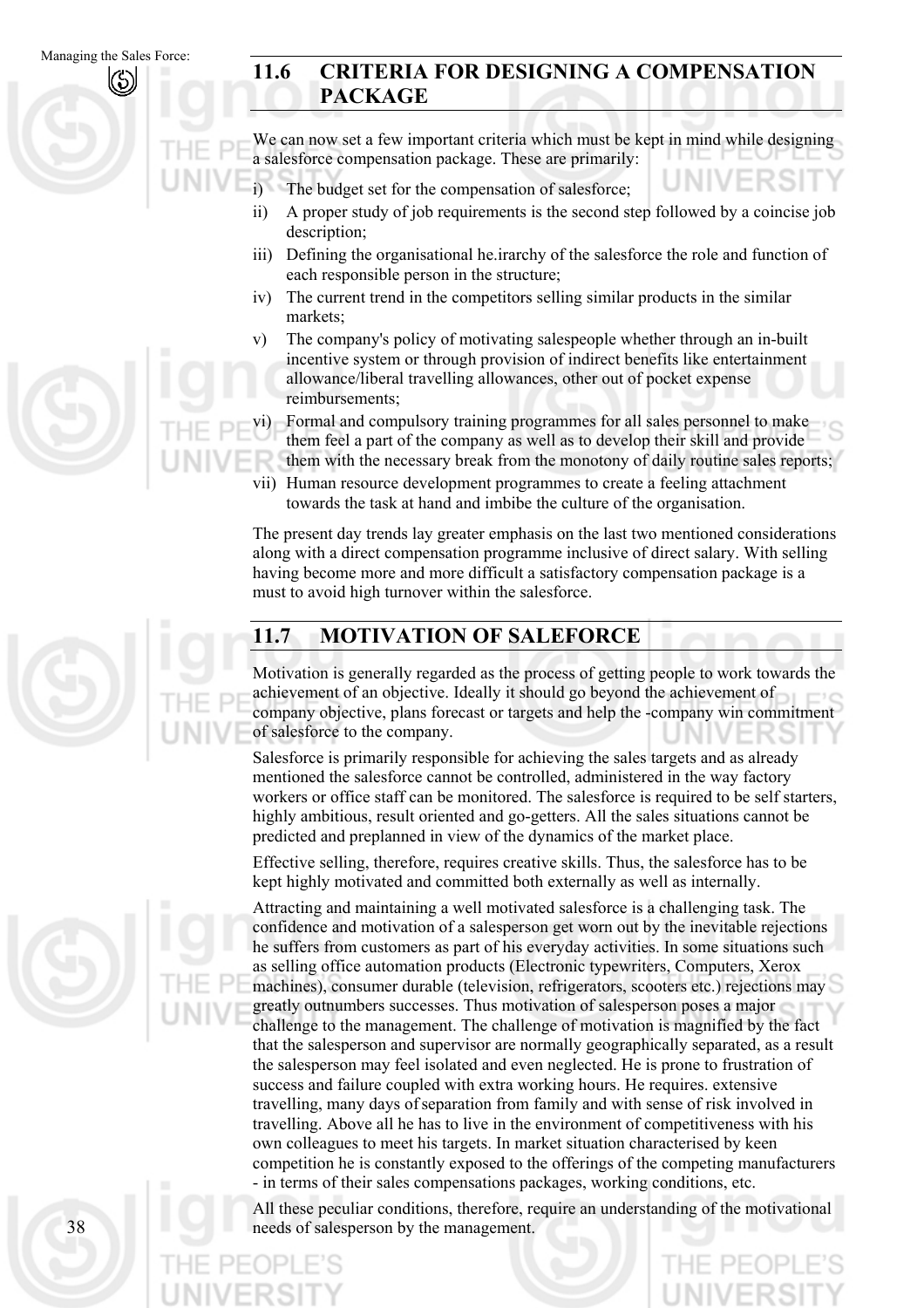## 11.6 CRITERIA FOR DESIGNING A COMPENSATION PACKAGE

We can now set a few important criteria which must be kept in mind while designing a salesforce compensation package. These are primarily:

i) The budget set for the compensation of salesforce;
ii) A proper study of job requirements is the second step followed by a coincise job description;
iii) Defining the organisational he.irarchy of the salesforce the role and function of each responsible person in the structure;
iv) The current trend in the competitors selling similar products in the similar markets;
v) The company's policy of motivating salespeople whether through an in-built incentive system or through provision of indirect benefits like entertainment allowance/liberal travelling allowances, other out of pocket expense reimbursements;
vi) Formal and compulsory training programmes for all sales personnel to make them feel a part of the company as well as to develop their skill and provide them with the necessary break from the monotony of daily routine sales reports;
vii) Human resource development programmes to create a feeling attachment towards the task at hand and imbibe the culture of the organisation.

The present day trends lay greater emphasis on the last two mentioned considerations along with a direct compensation programme inclusive of direct salary. With selling having become more and more difficult a satisfactory compensation package is a must to avoid high turnover within the salesforce.

## 11.7 MOTIVATION OF SALEFORCE

Motivation is generally regarded as the process of getting people to work towards the achievement of an objective. Ideally it should go beyond the achievement of company objective, plans forecast or targets and help the -company win commitment of salesforce to the company.

Salesforce is primarily responsible for achieving the sales targets and as already mentioned the salesforce cannot be controlled, administered in the way factory workers or office staff can be monitored. The salesforce is required to be self starters, highly ambitious, result oriented and go-getters. All the sales situations cannot be predicted and preplanned in view of the dynamics of the market place.

Effective selling, therefore, requires creative skills. Thus, the salesforce has to be kept highly motivated and committed both externally as well as internally.

Attracting and maintaining a well motivated salesforce is a challenging task. The confidence and motivation of a salesperson get worn out by the inevitable rejections he suffers from customers as part of his everyday activities. In some situations such as selling office automation products (Electronic typewriters, Computers, Xerox machines), consumer durable (television, refrigerators, scooters etc.) rejections may greatly outnumbers successes. Thus motivation of salesperson poses a major challenge to the management. The challenge of motivation is magnified by the fact that the salesperson and supervisor are normally geographically separated, as a result the salesperson may feel isolated and even neglected. He is prone to frustration of success and failure coupled with extra working hours. He requires. extensive travelling, many days of separation from family and with sense of risk involved in travelling. Above all he has to live in the environment of competitiveness with his own colleagues to meet his targets. In market situation characterised by keen competition he is constantly exposed to the offerings of the competing manufacturers - in terms of their sales compensations packages, working conditions, etc.

All these peculiar conditions, therefore, require an understanding of the motivational needs of salesperson by the management.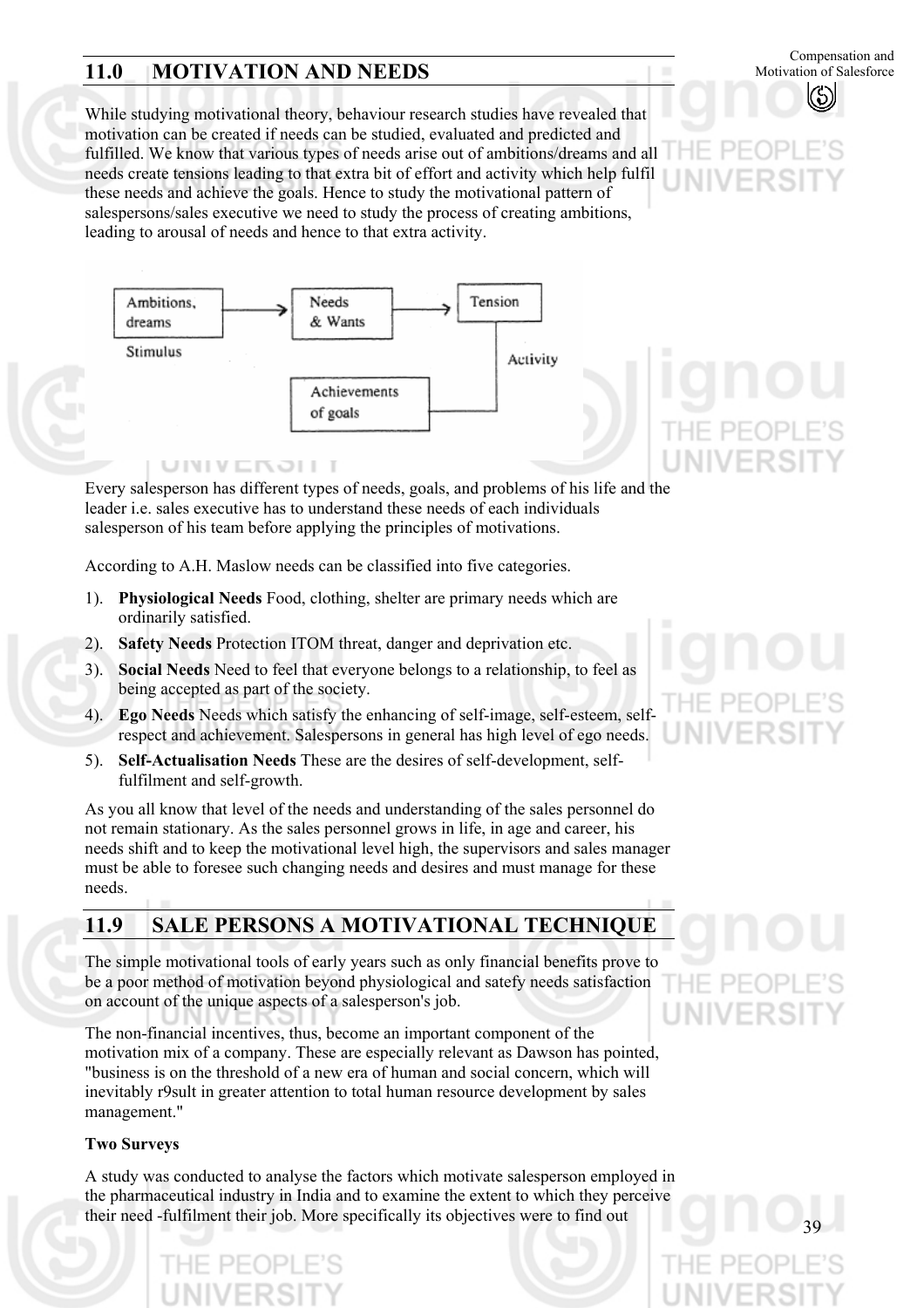## 11.0 MOTIVATION AND NEEDS

While studying motivational theory, behaviour research studies have revealed that motivation can be created if needs can be studied, evaluated and predicted and fulfilled. We know that various types of needs arise out of ambitions/dreams and all needs create tensions leading to that extra bit of effort and activity which help fulfil these needs and achieve the goals. Hence to study the motivational pattern of salespersons/sales executive we need to study the process of creating ambitions, leading to arousal of needs and hence to that extra activity.

```
Ambitions, dreams  --->  Needs & Wants  --->  Tension
Stimulus                                        |
                                                | Activity
                     Achievements of goals <----
```

Every salesperson has different types of needs, goals, and problems of his life and the leader i.e. sales executive has to understand these needs of each individuals salesperson of his team before applying the principles of motivations.

According to A.H. Maslow needs can be classified into five categories.

1). **Physiological Needs** Food, clothing, shelter are primary needs which are ordinarily satisfied.

2). **Safety Needs** Protection ITOM threat, danger and deprivation etc.

3). **Social Needs** Need to feel that everyone belongs to a relationship, to feel as being accepted as part of the society.

4). **Ego Needs** Needs which satisfy the enhancing of self-image, self-esteem, self-respect and achievement. Salespersons in general has high level of ego needs.

5). **Self-Actualisation Needs** These are the desires of self-development, self-fulfilment and self-growth.

As you all know that level of the needs and understanding of the sales personnel do not remain stationary. As the sales personnel grows in life, in age and career, his needs shift and to keep the motivational level high, the supervisors and sales manager must be able to foresee such changing needs and desires and must manage for these needs.

## 11.9 SALE PERSONS A MOTIVATIONAL TECHNIQUE

The simple motivational tools of early years such as only financial benefits prove to be a poor method of motivation beyond physiological and satefy needs satisfaction on account of the unique aspects of a salesperson's job.

The non-financial incentives, thus, become an important component of the motivation mix of a company. These are especially relevant as Dawson has pointed, "business is on the threshold of a new era of human and social concern, which will inevitably r9sult in greater attention to total human resource development by sales management."

**Two Surveys**

A study was conducted to analyse the factors which motivate salesperson employed in the pharmaceutical industry in India and to examine the extent to which they perceive their need -fulfilment their job. More specifically its objectives were to find out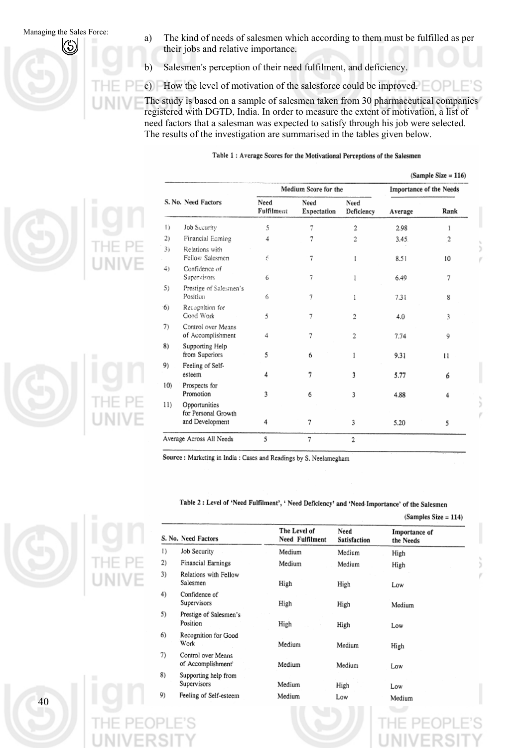a) The kind of needs of salesmen which according to them must be fulfilled as per their jobs and relative importance.

b) Salesmen's perception of their need fulfilment, and deficiency.

c) How the level of motivation of the salesforce could be improved.

The study is based on a sample of salesmen taken from 30 pharmaceutical companies registered with DGTD, India. In order to measure the extent of motivation, a list of need factors that a salesman was expected to satisfy through his job were selected. The results of the investigation are summarised in the tables given below.

**Table 1 : Average Scores for the Motivational Perceptions of the Salesmen**

(Sample Size = 116)

| S. No. | Need Factors | Medium Score for the | | | Importance of the Needs | |
|---|---|---|---|---|---|---|
| | | Need Fulfilment | Need Expectation | Need Deficiency | Average | Rank |
| 1) | Job Security | 5 | 7 | 2 | 2.98 | 1 |
| 2) | Financial Earning | 4 | 7 | 2 | 3.45 | 2 |
| 3) | Relations with Fellow Salesmen | 6 | 7 | 1 | 8.51 | 10 |
| 4) | Confidence of Supervisors | 6 | 7 | 1 | 6.49 | 7 |
| 5) | Prestige of Salesmen's Position | 6 | 7 | 1 | 7.31 | 8 |
| 6) | Recognition for Good Work | 5 | 7 | 2 | 4.0 | 3 |
| 7) | Control over Means of Accomplishment | 4 | 7 | 2 | 7.74 | 9 |
| 8) | Supporting Help from Superiors | 5 | 6 | 1 | 9.31 | 11 |
| 9) | Feeling of Self-esteem | 4 | 7 | 3 | 5.77 | 6 |
| 10) | Prospects for Promotion | 3 | 6 | 3 | 4.88 | 4 |
| 11) | Opportunities for Personal Growth and Development | 4 | 7 | 3 | 5.20 | 5 |
| | Average Across All Needs | 5 | 7 | 2 | | |

**Source :** Marketing in India : Cases and Readings by S. Neelamegham

**Table 2 : Level of 'Need Fulfilment', ' Need Deficiency' and 'Need-Importance' of the Salesmen**

(Samples Size = 114)

| S. No. | Need Factors | The Level of Need Fulfilment | Need Satisfaction | Importance of the Needs |
|---|---|---|---|---|
| 1) | Job Security | Medium | Medium | High |
| 2) | Financial Earnings | Medium | Medium | High |
| 3) | Relations with Fellow Salesmen | High | High | Low |
| 4) | Confidence of Supervisors | High | High | Medium |
| 5) | Prestige of Salesmen's Position | High | High | Low |
| 6) | Recognition for Good Work | Medium | Medium | High |
| 7) | Control over Means of Accomplishment | Medium | Medium | Low |
| 8) | Supporting help from Supervisors | Medium | High | Low |
| 9) | Feeling of Self-esteem | Medium | Low | Medium |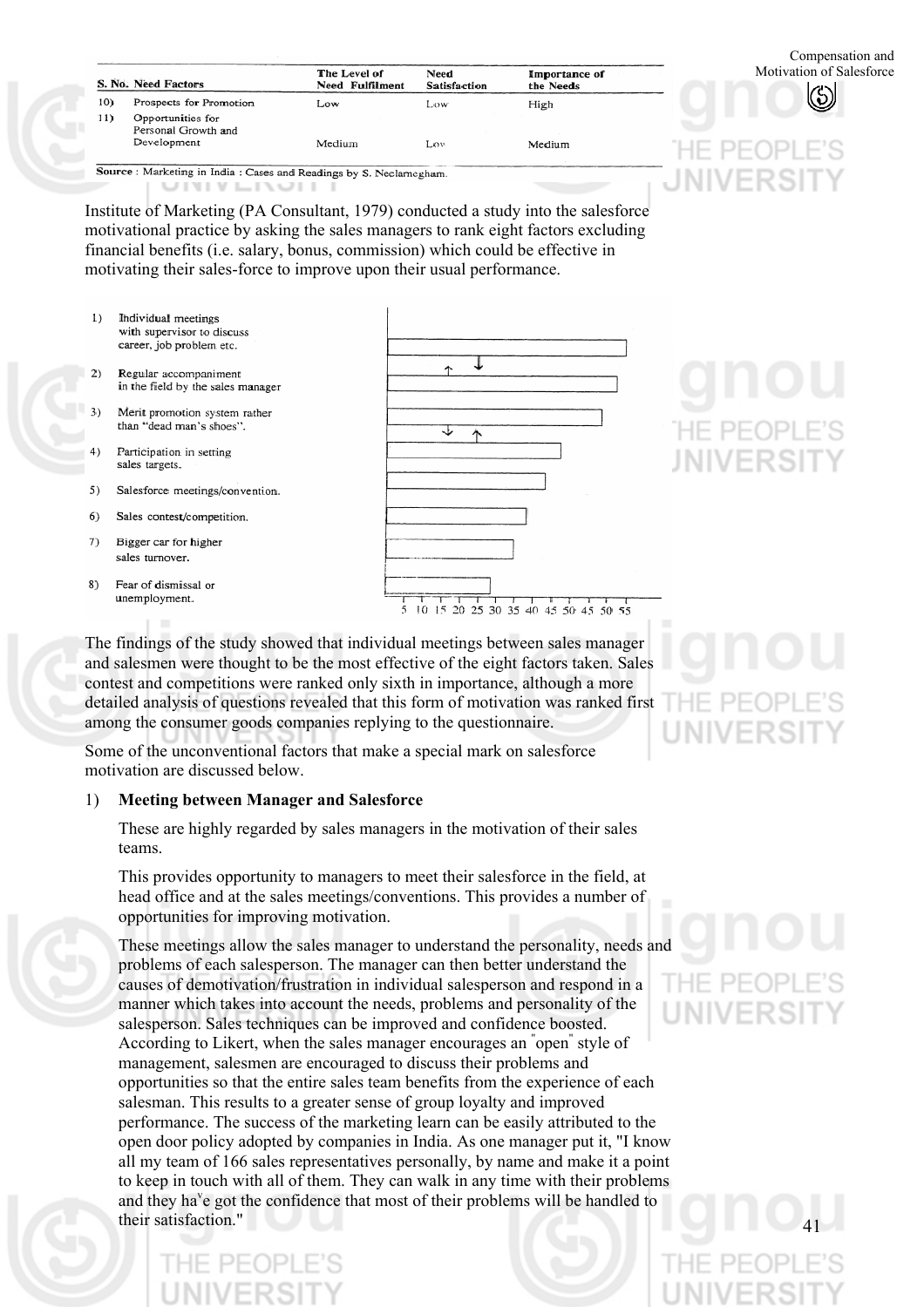| S. No. | Need Factors | The Level of Need Fulfilment | Need Satisfaction | Importance of the Needs |
|---|---|---|---|---|
| 10) | Prospects for Promotion | Low | Low | High |
| 11) | Opportunities for Personal Growth and Development | Medium | Low | Medium |

**Source** : Marketing in India : Cases and Readings by S. Neelamegham.

Institute of Marketing (PA Consultant, 1979) conducted a study into the salesforce motivational practice by asking the sales managers to rank eight factors excluding financial benefits (i.e. salary, bonus, commission) which could be effective in motivating their sales-force to improve upon their usual performance.

1) Individual meetings with supervisor to discuss career, job problem etc.
2) Regular accompaniment in the field by the sales manager
3) Merit promotion system rather than "dead man's shoes".
4) Participation in setting sales targets.
5) Salesforce meetings/convention.
6) Sales contest/competition.
7) Bigger car for higher sales turnover.
8) Fear of dismissal or unemployment.

5 10 15 20 25 30 35 40 45 50 45 50 55

The findings of the study showed that individual meetings between sales manager and salesmen were thought to be the most effective of the eight factors taken. Sales contest and competitions were ranked only sixth in importance, although a more detailed analysis of questions revealed that this form of motivation was ranked first among the consumer goods companies replying to the questionnaire.

Some of the unconventional factors that make a special mark on salesforce motivation are discussed below.

1) **Meeting between Manager and Salesforce**

These are highly regarded by sales managers in the motivation of their sales teams.

This provides opportunity to managers to meet their salesforce in the field, at head office and at the sales meetings/conventions. This provides a number of opportunities for improving motivation.

These meetings allow the sales manager to understand the personality, needs and problems of each salesperson. The manager can then better understand the causes of demotivation/frustration in individual salesperson and respond in a manner which takes into account the needs, problems and personality of the salesperson. Sales techniques can be improved and confidence boosted. According to Likert, when the sales manager encourages an "open" style of management, salesmen are encouraged to discuss their problems and opportunities so that the entire sales team benefits from the experience of each salesman. This results to a greater sense of group loyalty and improved performance. The success of the marketing learn can be easily attributed to the open door policy adopted by companies in India. As one manager put it, "I know all my team of 166 sales representatives personally, by name and make it a point to keep in touch with all of them. They can walk in any time with their problems and they have got the confidence that most of their problems will be handled to their satisfaction."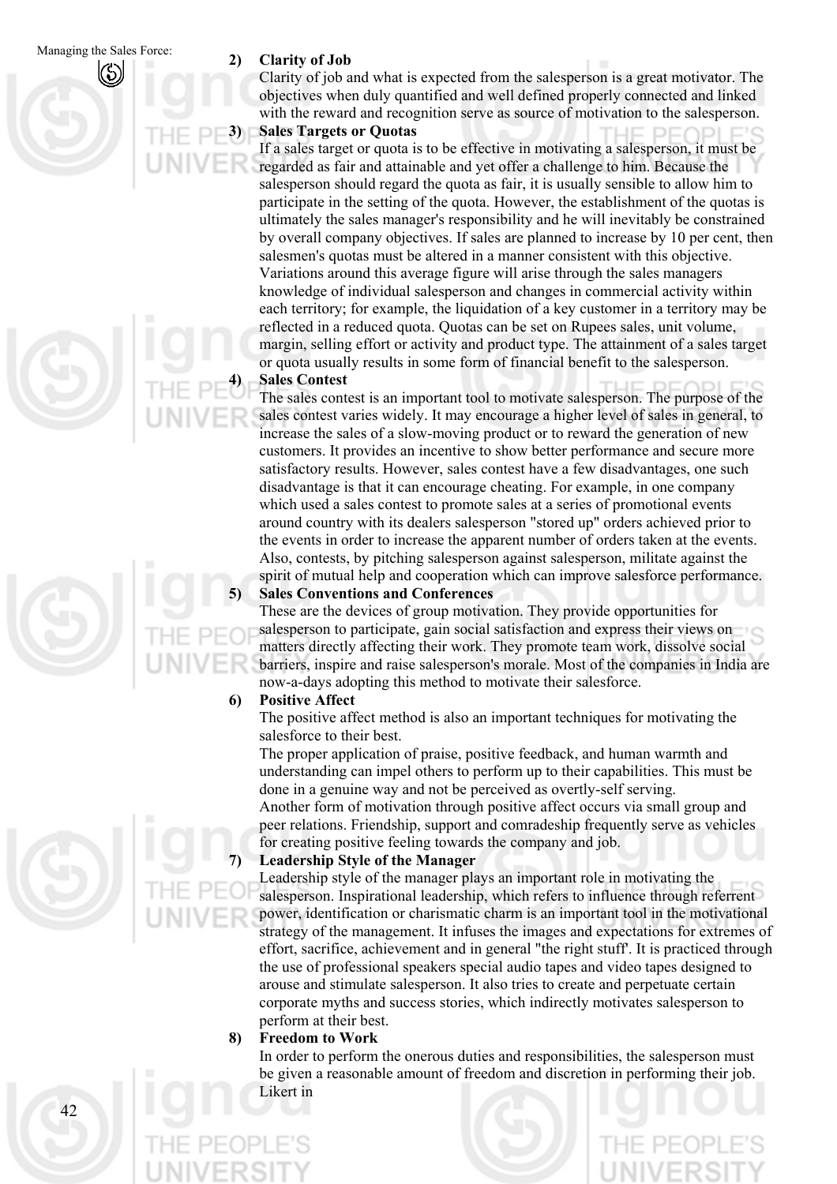**2) Clarity of Job**

Clarity of job and what is expected from the salesperson is a great motivator. The objectives when duly quantified and well defined properly connected and linked with the reward and recognition serve as source of motivation to the salesperson.

**3) Sales Targets or Quotas**

If a sales target or quota is to be effective in motivating a salesperson, it must be regarded as fair and attainable and yet offer a challenge to him. Because the salesperson should regard the quota as fair, it is usually sensible to allow him to participate in the setting of the quota. However, the establishment of the quotas is ultimately the sales manager's responsibility and he will inevitably be constrained by overall company objectives. If sales are planned to increase by 10 per cent, then salesmen's quotas must be altered in a manner consistent with this objective. Variations around this average figure will arise through the sales managers knowledge of individual salesperson and changes in commercial activity within each territory; for example, the liquidation of a key customer in a territory may be reflected in a reduced quota. Quotas can be set on Rupees sales, unit volume, margin, selling effort or activity and product type. The attainment of a sales target or quota usually results in some form of financial benefit to the salesperson.

**4) Sales Contest**

The sales contest is an important tool to motivate salesperson. The purpose of the sales contest varies widely. It may encourage a higher level of sales in general, to increase the sales of a slow-moving product or to reward the generation of new customers. It provides an incentive to show better performance and secure more satisfactory results. However, sales contest have a few disadvantages, one such disadvantage is that it can encourage cheating. For example, in one company which used a sales contest to promote sales at a series of promotional events around country with its dealers salesperson "stored up" orders achieved prior to the events in order to increase the apparent number of orders taken at the events. Also, contests, by pitching salesperson against salesperson, militate against the spirit of mutual help and cooperation which can improve salesforce performance.

**5) Sales Conventions and Conferences**

These are the devices of group motivation. They provide opportunities for salesperson to participate, gain social satisfaction and express their views on matters directly affecting their work. They promote team work, dissolve social barriers, inspire and raise salesperson's morale. Most of the companies in India are now-a-days adopting this method to motivate their salesforce.

**6) Positive Affect**

The positive affect method is also an important techniques for motivating the salesforce to their best.

The proper application of praise, positive feedback, and human warmth and understanding can impel others to perform up to their capabilities. This must be done in a genuine way and not be perceived as overtly-self serving.

Another form of motivation through positive affect occurs via small group and peer relations. Friendship, support and comradeship frequently serve as vehicles for creating positive feeling towards the company and job.

**7) Leadership Style of the Manager**

Leadership style of the manager plays an important role in motivating the salesperson. Inspirational leadership, which refers to influence through referrent power, identification or charismatic charm is an important tool in the motivational strategy of the management. It infuses the images and expectations for extremes of effort, sacrifice, achievement and in general "the right stuff'. It is practiced through the use of professional speakers special audio tapes and video tapes designed to arouse and stimulate salesperson. It also tries to create and perpetuate certain corporate myths and success stories, which indirectly motivates salesperson to perform at their best.

**8) Freedom to Work**

In order to perform the onerous duties and responsibilities, the salesperson must be given a reasonable amount of freedom and discretion in performing their job. Likert in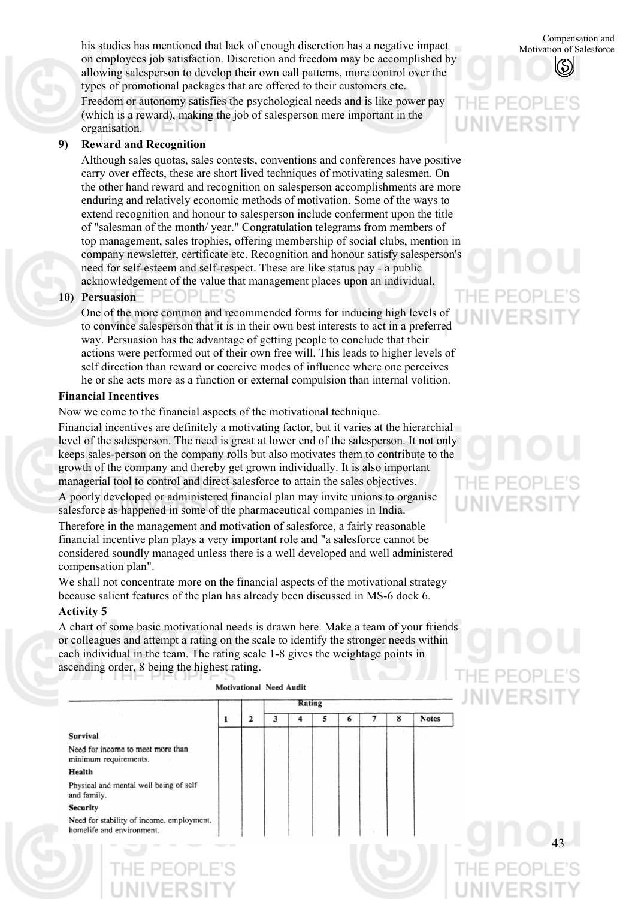his studies has mentioned that lack of enough discretion has a negative impact on employees job satisfaction. Discretion and freedom may be accomplished by allowing salesperson to develop their own call patterns, more control over the types of promotional packages that are offered to their customers etc.

Freedom or autonomy satisfies the psychological needs and is like power pay (which is a reward), making the job of salesperson mere important in the organisation.

**9) Reward and Recognition**

Although sales quotas, sales contests, conventions and conferences have positive carry over effects, these are short lived techniques of motivating salesmen. On the other hand reward and recognition on salesperson accomplishments are more enduring and relatively economic methods of motivation. Some of the ways to extend recognition and honour to salesperson include conferment upon the title of "salesman of the month/ year." Congratulation telegrams from members of top management, sales trophies, offering membership of social clubs, mention in company newsletter, certificate etc. Recognition and honour satisfy salesperson's need for self-esteem and self-respect. These are like status pay - a public acknowledgement of the value that management places upon an individual.

**10) Persuasion**

One of the more common and recommended forms for inducing high levels of to convince salesperson that it is in their own best interests to act in a preferred way. Persuasion has the advantage of getting people to conclude that their actions were performed out of their own free will. This leads to higher levels of self direction than reward or coercive modes of influence where one perceives he or she acts more as a function or external compulsion than internal volition.

**Financial Incentives**

Now we come to the financial aspects of the motivational technique.

Financial incentives are definitely a motivating factor, but it varies at the hierarchial level of the salesperson. The need is great at lower end of the salesperson. It not only keeps sales-person on the company rolls but also motivates them to contribute to the growth of the company and thereby get grown individually. It is also important managerial tool to control and direct salesforce to attain the sales objectives.

A poorly developed or administered financial plan may invite unions to organise salesforce as happened in some of the pharmaceutical companies in India.

Therefore in the management and motivation of salesforce, a fairly reasonable financial incentive plan plays a very important role and "a salesforce cannot be considered soundly managed unless there is a well developed and well administered compensation plan".

We shall not concentrate more on the financial aspects of the motivational strategy because salient features of the plan has already been discussed in MS-6 dock 6.

**Activity 5**

A chart of some basic motivational needs is drawn here. Make a team of your friends or colleagues and attempt a rating on the scale to identify the stronger needs within each individual in the team. The rating scale 1-8 gives the weightage points in ascending order, 8 being the highest rating.

**Motivational Need Audit**

| | Rating | | | | | | | | |
|---|---|---|---|---|---|---|---|---|---|
| | 1 | 2 | 3 | 4 | 5 | 6 | 7 | 8 | Notes |
| **Survival**<br>Need for income to meet more than minimum requirements. | | | | | | | | | |
| **Health**<br>Physical and mental well being of self and family. | | | | | | | | | |
| **Security**<br>Need for stability of income, employment, homelife and environment. | | | | | | | | | |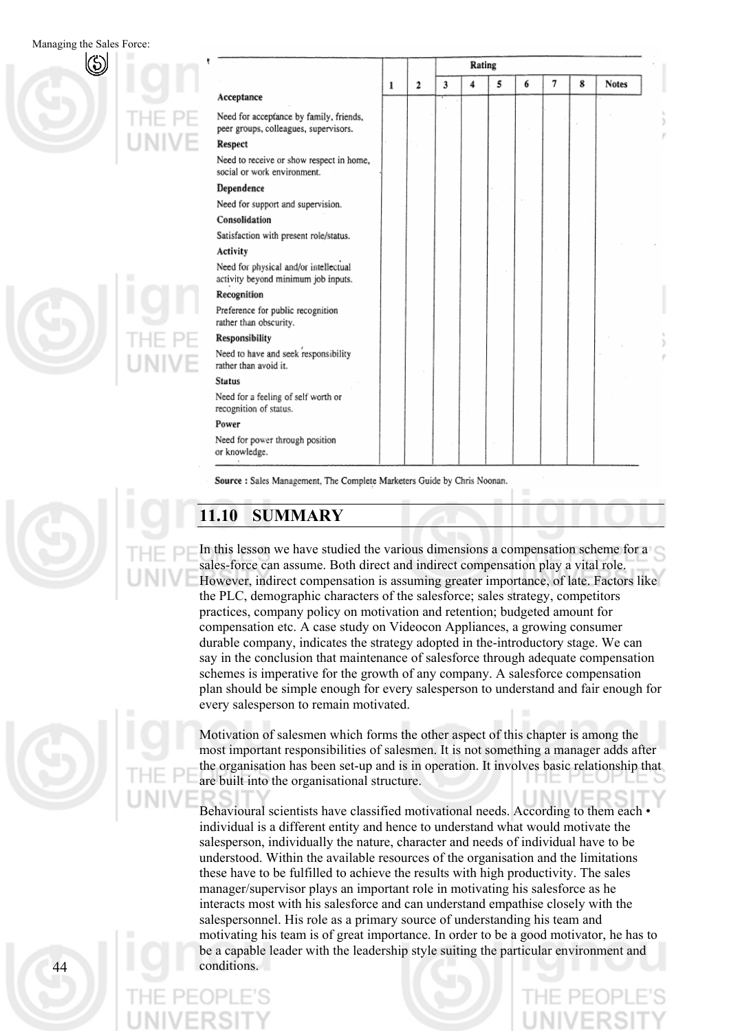| | 1 | 2 | Rating | | | | | | Notes |
|---|---|---|---|---|---|---|---|---|---|
| | | | 3 | 4 | 5 | 6 | 7 | 8 | |
| **Acceptance**<br>Need for acceptance by family, friends, peer groups, colleagues, supervisors. | | | | | | | | | |
| **Respect**<br>Need to receive or show respect in home, social or work environment. | | | | | | | | | |
| **Dependence**<br>Need for support and supervision. | | | | | | | | | |
| **Consolidation**<br>Satisfaction with present role/status. | | | | | | | | | |
| **Activity**<br>Need for physical and/or intellectual activity beyond minimum job inputs. | | | | | | | | | |
| **Recognition**<br>Preference for public recognition rather than obscurity. | | | | | | | | | |
| **Responsibility**<br>Need to have and seek responsibility rather than avoid it. | | | | | | | | | |
| **Status**<br>Need for a feeling of self worth or recognition of status. | | | | | | | | | |
| **Power**<br>Need for power through position or knowledge. | | | | | | | | | |

**Source :** Sales Management, The Complete Marketers Guide by Chris Noonan.

## 11.10 SUMMARY

In this lesson we have studied the various dimensions a compensation scheme for a sales-force can assume. Both direct and indirect compensation play a vital role. However, indirect compensation is assuming greater importance, of late. Factors like the PLC, demographic characters of the salesforce; sales strategy, competitors practices, company policy on motivation and retention; budgeted amount for compensation etc. A case study on Videocon Appliances, a growing consumer durable company, indicates the strategy adopted in the-introductory stage. We can say in the conclusion that maintenance of salesforce through adequate compensation schemes is imperative for the growth of any company. A salesforce compensation plan should be simple enough for every salesperson to understand and fair enough for every salesperson to remain motivated.

Motivation of salesmen which forms the other aspect of this chapter is among the most important responsibilities of salesmen. It is not something a manager adds after the organisation has been set-up and is in operation. It involves basic relationship that are built into the organisational structure.

Behavioural scientists have classified motivational needs. According to them each • individual is a different entity and hence to understand what would motivate the salesperson, individually the nature, character and needs of individual have to be understood. Within the available resources of the organisation and the limitations these have to be fulfilled to achieve the results with high productivity. The sales manager/supervisor plays an important role in motivating his salesforce as he interacts most with his salesforce and can understand empathise closely with the salespersonnel. His role as a primary source of understanding his team and motivating his team is of great importance. In order to be a good motivator, he has to be a capable leader with the leadership style suiting the particular environment and conditions.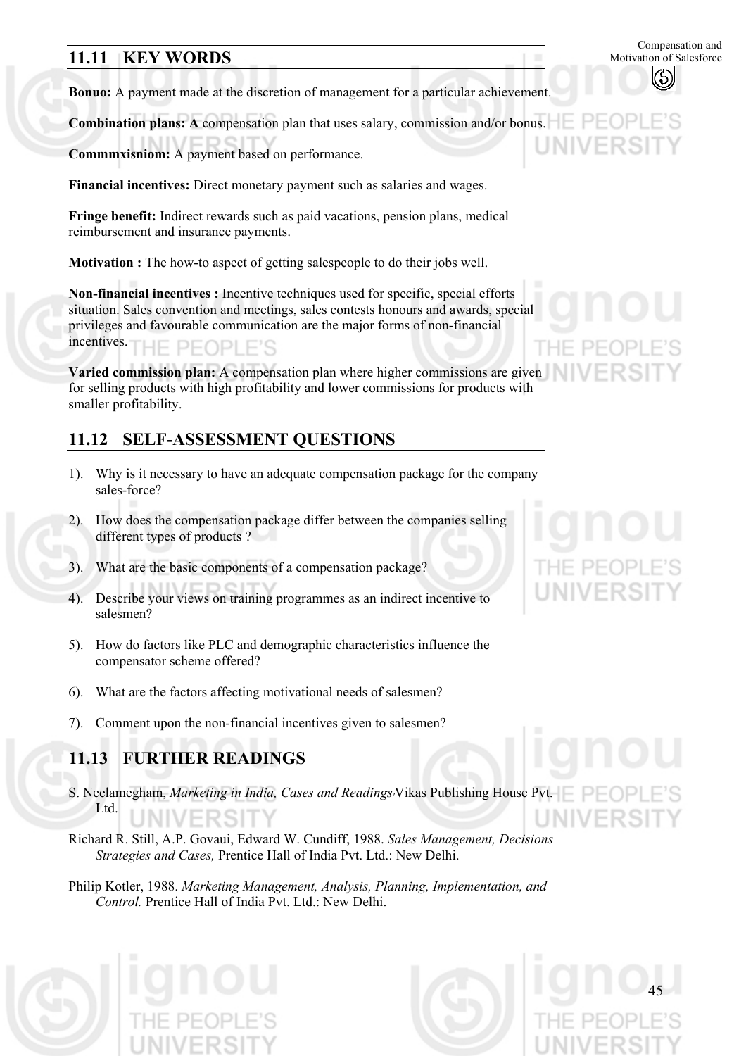## 11.11 KEY WORDS

**Bonuo:** A payment made at the discretion of management for a particular achievement.

**Combination plans: A** compensation plan that uses salary, commission and/or bonus.

**Commmxisniom:** A payment based on performance.

**Financial incentives:** Direct monetary payment such as salaries and wages.

**Fringe benefit:** Indirect rewards such as paid vacations, pension plans, medical reimbursement and insurance payments.

**Motivation :** The how-to aspect of getting salespeople to do their jobs well.

**Non-financial incentives :** Incentive techniques used for specific, special efforts situation. Sales convention and meetings, sales contests honours and awards, special privileges and favourable communication are the major forms of non-financial incentives.

**Varied commission plan:** A compensation plan where higher commissions are given for selling products with high profitability and lower commissions for products with smaller profitability.

## 11.12 SELF-ASSESSMENT QUESTIONS

1). Why is it necessary to have an adequate compensation package for the company sales-force?

2). How does the compensation package differ between the companies selling different types of products ?

3). What are the basic components of a compensation package?

4). Describe your views on training programmes as an indirect incentive to salesmen?

5). How do factors like PLC and demographic characteristics influence the compensator scheme offered?

6). What are the factors affecting motivational needs of salesmen?

7). Comment upon the non-financial incentives given to salesmen?

## 11.13 FURTHER READINGS

S. Neelamegham, *Marketing in India, Cases and Readings*·Vikas Publishing House Pvt. Ltd.

Richard R. Still, A.P. Govaui, Edward W. Cundiff, 1988. *Sales Management, Decisions Strategies and Cases,* Prentice Hall of India Pvt. Ltd.: New Delhi.

Philip Kotler, 1988. *Marketing Management, Analysis, Planning, Implementation, and Control.* Prentice Hall of India Pvt. Ltd.: New Delhi.